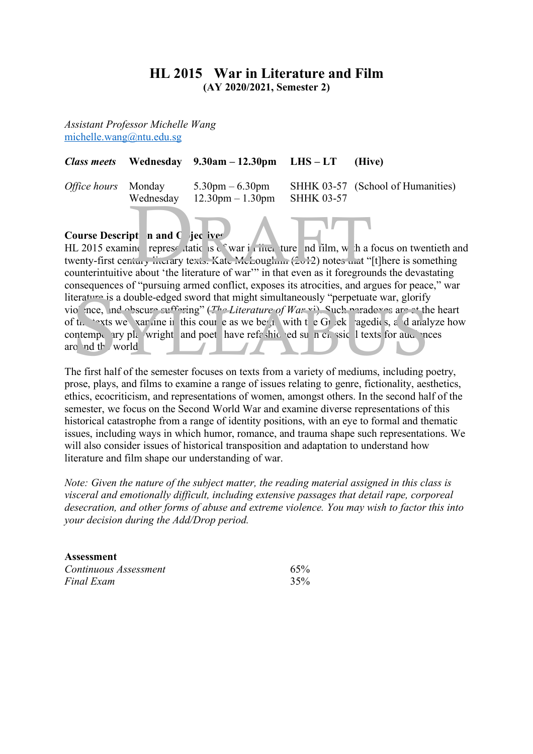# HL 2015 War in Literature and Film

**(AY 2020/2021, Semester 2)**

*Assistant Professor Michelle Wang*
michelle.wang@ntu.edu.sg

| *Class meets* | **Wednesday** | **9.30am – 12.30pm** | **LHS – LT** | **(Hive)** |
|---|---|---|---|---|
| *Office hours* | Monday | 5.30pm – 6.30pm | SHHK 03-57 | (School of Humanities) |
| | Wednesday | 12.30pm – 1.30pm | SHHK 03-57 | |

**Course Description and Objectives**

HL 2015 examines representations of war in literature and film, with a focus on twentieth and twenty-first century literary texts. Kate McLoughlin (2012) notes that "[t]here is something counterintuitive about 'the literature of war'" in that even as it foregrounds the devastating consequences of "pursuing armed conflict, exposes its atrocities, and argues for peace," war literature is a double-edged sword that might simultaneously "perpetuate war, glorify violence, and obscure suffering" (*The Literature of War* xi). Such paradoxes are at the heart of the texts we examine in this course as we begin with the Greek tragedies, and analyze how contemporary playwrights and poets have refashioned such classical texts for audiences around the world.

The first half of the semester focuses on texts from a variety of mediums, including poetry, prose, plays, and films to examine a range of issues relating to genre, fictionality, aesthetics, ethics, ecocriticism, and representations of women, amongst others. In the second half of the semester, we focus on the Second World War and examine diverse representations of this historical catastrophe from a range of identity positions, with an eye to formal and thematic issues, including ways in which humor, romance, and trauma shape such representations. We will also consider issues of historical transposition and adaptation to understand how literature and film shape our understanding of war.

*Note: Given the nature of the subject matter, the reading material assigned in this class is visceral and emotionally difficult, including extensive passages that detail rape, corporeal desecration, and other forms of abuse and extreme violence. You may wish to factor this into your decision during the Add/Drop period.*

**Assessment**

| | |
|---|---|
| *Continuous Assessment* | 65% |
| *Final Exam* | 35% |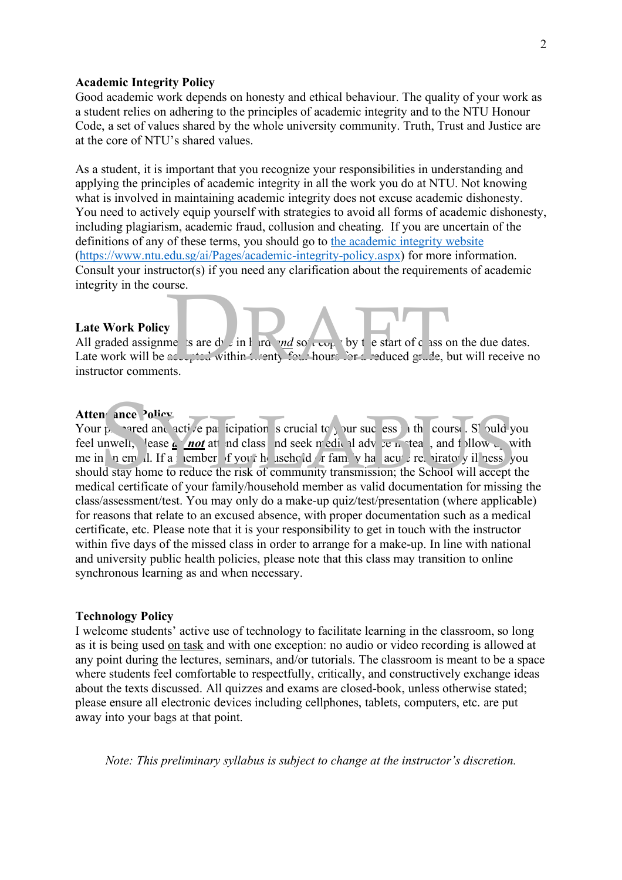**Academic Integrity Policy**

Good academic work depends on honesty and ethical behaviour. The quality of your work as a student relies on adhering to the principles of academic integrity and to the NTU Honour Code, a set of values shared by the whole university community. Truth, Trust and Justice are at the core of NTU's shared values.

As a student, it is important that you recognize your responsibilities in understanding and applying the principles of academic integrity in all the work you do at NTU. Not knowing what is involved in maintaining academic integrity does not excuse academic dishonesty. You need to actively equip yourself with strategies to avoid all forms of academic dishonesty, including plagiarism, academic fraud, collusion and cheating. If you are uncertain of the definitions of any of these terms, you should go to [the academic integrity website](https://www.ntu.edu.sg/ai/Pages/academic-integrity-policy.aspx) (https://www.ntu.edu.sg/ai/Pages/academic-integrity-policy.aspx) for more information. Consult your instructor(s) if you need any clarification about the requirements of academic integrity in the course.

**Late Work Policy**

All graded assignments are due in hard *and* soft copy by the start of class on the due dates. Late work will be accepted within twenty-four hours for a reduced grade, but will receive no instructor comments.

**Attendance Policy**

Your prepared and active participation is crucial to your success in the course. Should you feel unwell, please ***do not*** attend class and seek medical advice instead, and follow up with me in an email. If a member of your household or family has acute respiratory illness, you should stay home to reduce the risk of community transmission; the School will accept the medical certificate of your family/household member as valid documentation for missing the class/assessment/test. You may only do a make-up quiz/test/presentation (where applicable) for reasons that relate to an excused absence, with proper documentation such as a medical certificate, etc. Please note that it is your responsibility to get in touch with the instructor within five days of the missed class in order to arrange for a make-up. In line with national and university public health policies, please note that this class may transition to online synchronous learning as and when necessary.

**Technology Policy**

I welcome students' active use of technology to facilitate learning in the classroom, so long as it is being used on task and with one exception: no audio or video recording is allowed at any point during the lectures, seminars, and/or tutorials. The classroom is meant to be a space where students feel comfortable to respectfully, critically, and constructively exchange ideas about the texts discussed. All quizzes and exams are closed-book, unless otherwise stated; please ensure all electronic devices including cellphones, tablets, computers, etc. are put away into your bags at that point.

*Note: This preliminary syllabus is subject to change at the instructor's discretion.*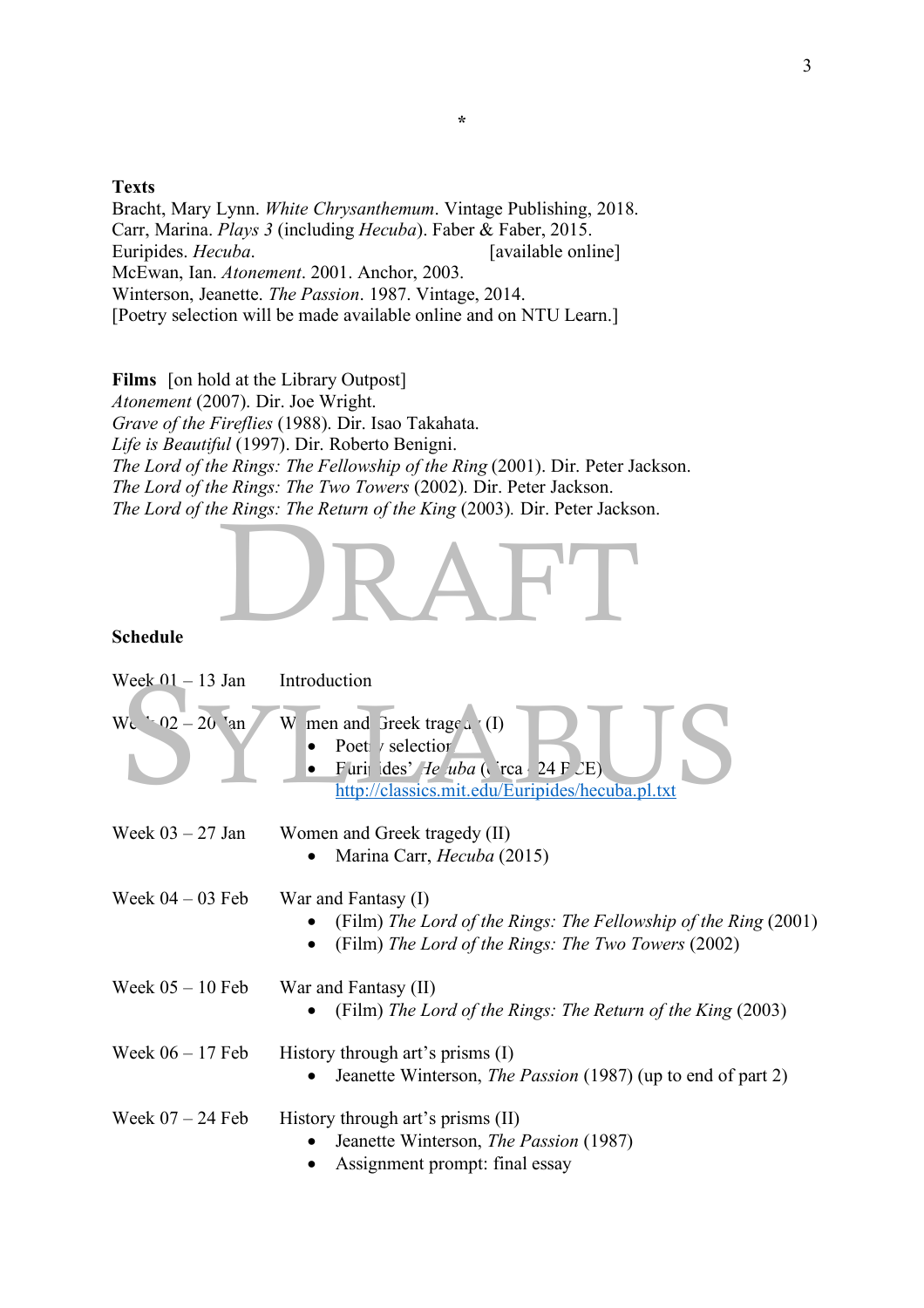\*

**Texts**
Bracht, Mary Lynn. *White Chrysanthemum*. Vintage Publishing, 2018.
Carr, Marina. *Plays 3* (including *Hecuba*). Faber & Faber, 2015.
Euripides. *Hecuba*. [available online]
McEwan, Ian. *Atonement*. 2001. Anchor, 2003.
Winterson, Jeanette. *The Passion*. 1987. Vintage, 2014.
[Poetry selection will be made available online and on NTU Learn.]

**Films** [on hold at the Library Outpost]
*Atonement* (2007). Dir. Joe Wright.
*Grave of the Fireflies* (1988). Dir. Isao Takahata.
*Life is Beautiful* (1997). Dir. Roberto Benigni.
*The Lord of the Rings: The Fellowship of the Ring* (2001). Dir. Peter Jackson.
*The Lord of the Rings: The Two Towers* (2002). Dir. Peter Jackson.
*The Lord of the Rings: The Return of the King* (2003). Dir. Peter Jackson.

DRAFT SYLLABUS

**Schedule**

| | |
|---|---|
| Week 01 – 13 Jan | Introduction |
| Week 02 – 20 Jan | Women and Greek tragedy (I)<br>• Poetry selection<br>• Euripides' *Hecuba* (circa 424 BCE) http://classics.mit.edu/Euripides/hecuba.pl.txt |
| Week 03 – 27 Jan | Women and Greek tragedy (II)<br>• Marina Carr, *Hecuba* (2015) |
| Week 04 – 03 Feb | War and Fantasy (I)<br>• (Film) *The Lord of the Rings: The Fellowship of the Ring* (2001)<br>• (Film) *The Lord of the Rings: The Two Towers* (2002) |
| Week 05 – 10 Feb | War and Fantasy (II)<br>• (Film) *The Lord of the Rings: The Return of the King* (2003) |
| Week 06 – 17 Feb | History through art's prisms (I)<br>• Jeanette Winterson, *The Passion* (1987) (up to end of part 2) |
| Week 07 – 24 Feb | History through art's prisms (II)<br>• Jeanette Winterson, *The Passion* (1987)<br>• Assignment prompt: final essay |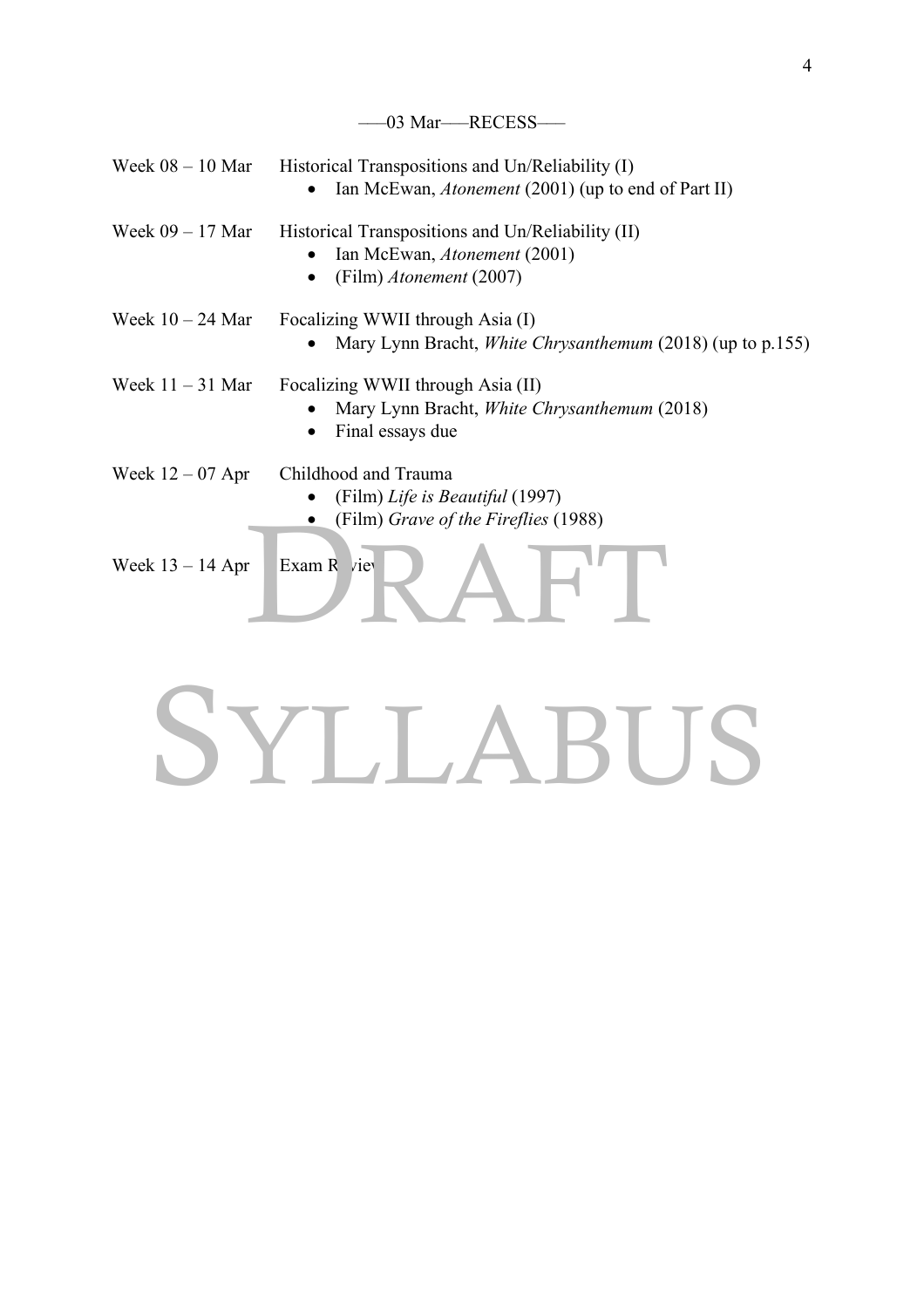——03 Mar——RECESS——

Week 08 – 10 Mar    Historical Transpositions and Un/Reliability (I)

- Ian McEwan, *Atonement* (2001) (up to end of Part II)

Week 09 – 17 Mar    Historical Transpositions and Un/Reliability (II)

- Ian McEwan, *Atonement* (2001)
- (Film) *Atonement* (2007)

Week 10 – 24 Mar    Focalizing WWII through Asia (I)

- Mary Lynn Bracht, *White Chrysanthemum* (2018) (up to p.155)

Week 11 – 31 Mar    Focalizing WWII through Asia (II)

- Mary Lynn Bracht, *White Chrysanthemum* (2018)
- Final essays due

Week 12 – 07 Apr    Childhood and Trauma

- (Film) *Life is Beautiful* (1997)
- (Film) *Grave of the Fireflies* (1988)

Week 13 – 14 Apr    Exam Review

DRAFT SYLLABUS